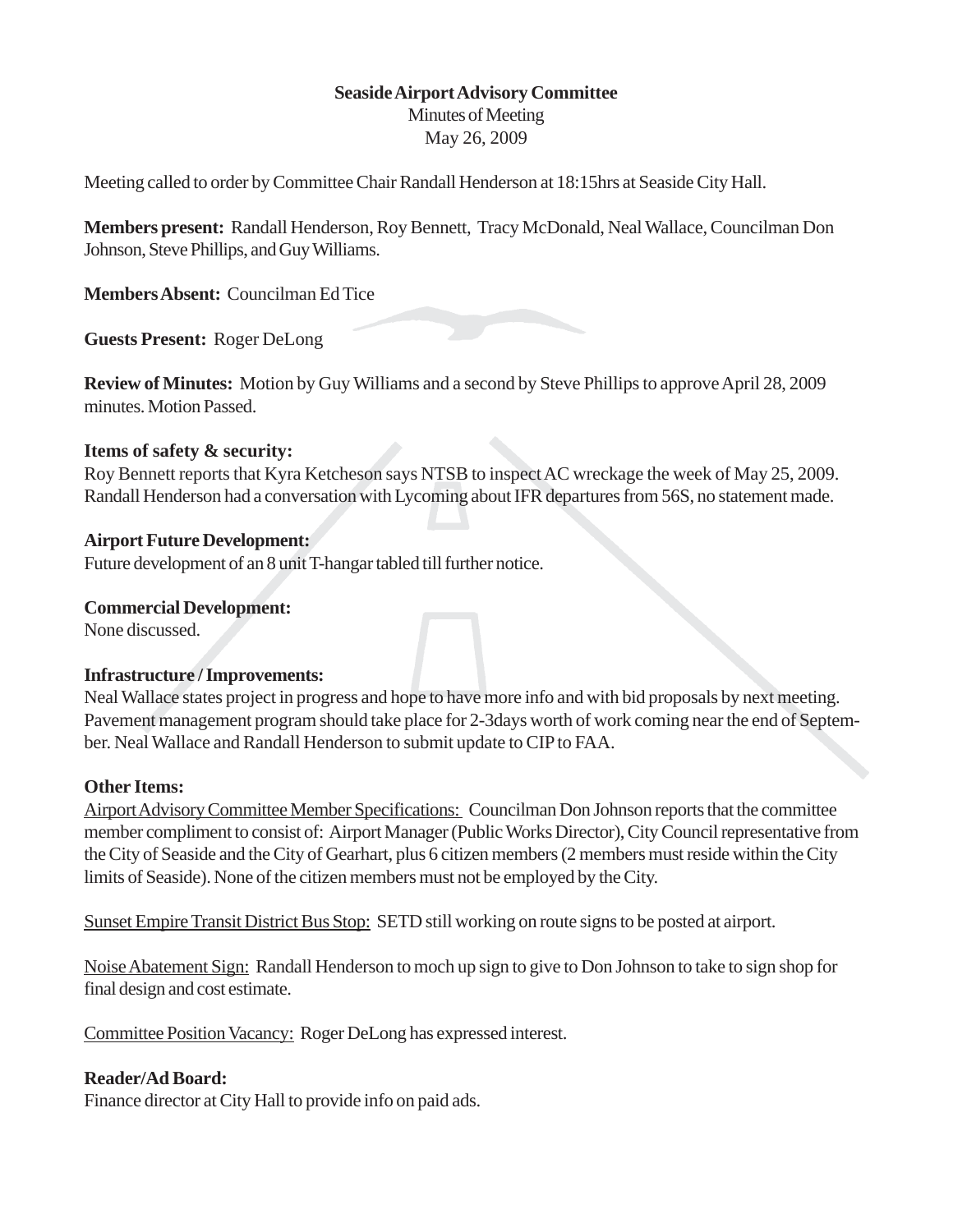**Seaside Airport Advisory Committee**

Minutes of Meeting

May 26, 2009

Meeting called to order by Committee Chair Randall Henderson at 18:15hrs at Seaside City Hall.

**Members present:** Randall Henderson, Roy Bennett, Tracy McDonald, Neal Wallace, Councilman Don Johnson, Steve Phillips, and Guy Williams.

**Members Absent:** Councilman Ed Tice

**Guests Present:** Roger DeLong

**Review of Minutes:** Motion by Guy Williams and a second by Steve Phillips to approve April 28, 2009 minutes. Motion Passed.

**Items of safety & security:**

Roy Bennett reports that Kyra Ketcheson says NTSB to inspect AC wreckage the week of May 25, 2009. Randall Henderson had a conversation with Lycoming about IFR departures from 56S, no statement made.

**Airport Future Development:**

Future development of an 8 unit T-hangar tabled till further notice.

**Commercial Development:**

None discussed.

**Infrastructure / Improvements:**

Neal Wallace states project in progress and hope to have more info and with bid proposals by next meeting. Pavement management program should take place for 2-3days worth of work coming near the end of September. Neal Wallace and Randall Henderson to submit update to CIP to FAA.

**Other Items:**

Airport Advisory Committee Member Specifications: Councilman Don Johnson reports that the committee member compliment to consist of: Airport Manager (Public Works Director), City Council representative from the City of Seaside and the City of Gearhart, plus 6 citizen members (2 members must reside within the City limits of Seaside). None of the citizen members must not be employed by the City.

Sunset Empire Transit District Bus Stop: SETD still working on route signs to be posted at airport.

Noise Abatement Sign: Randall Henderson to moch up sign to give to Don Johnson to take to sign shop for final design and cost estimate.

Committee Position Vacancy: Roger DeLong has expressed interest.

**Reader/Ad Board:**

Finance director at City Hall to provide info on paid ads.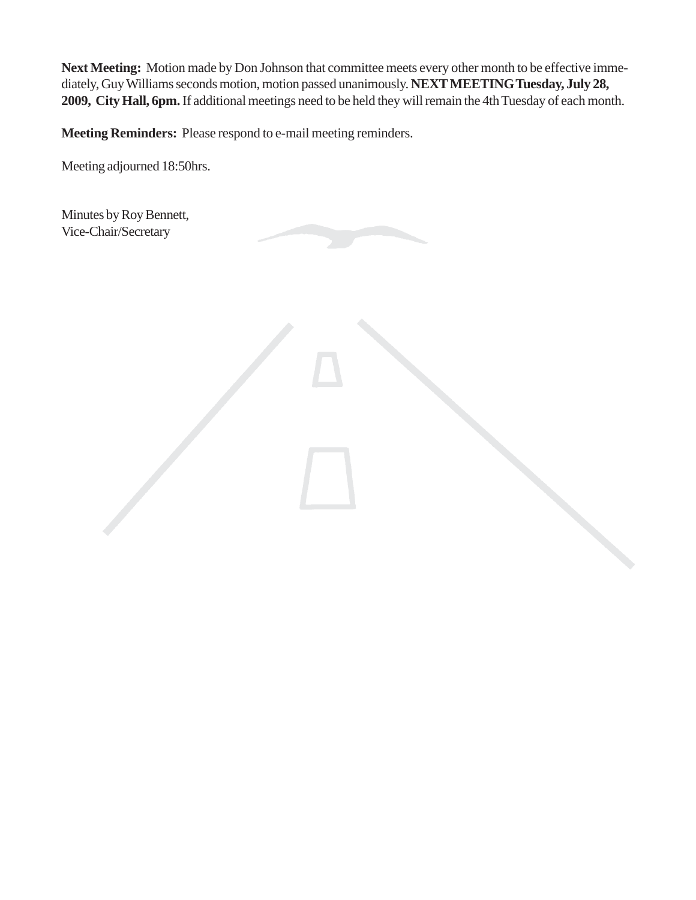**Next Meeting:** Motion made by Don Johnson that committee meets every other month to be effective immediately, Guy Williams seconds motion, motion passed unanimously. **NEXT MEETING Tuesday, July 28, 2009, City Hall, 6pm.** If additional meetings need to be held they will remain the 4th Tuesday of each month.

**Meeting Reminders:** Please respond to e-mail meeting reminders.

Meeting adjourned 18:50hrs.

Minutes by Roy Bennett,
Vice-Chair/Secretary